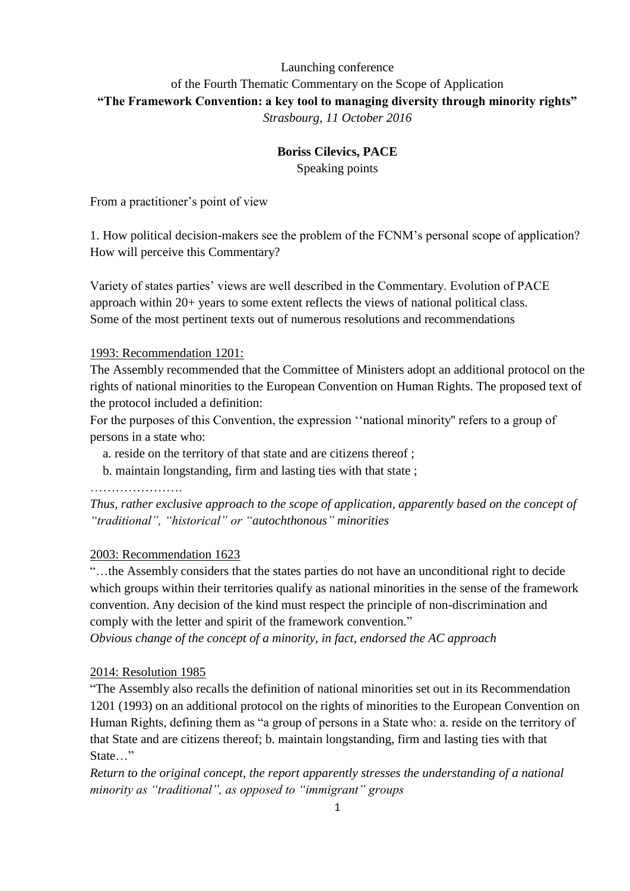Launching conference

of the Fourth Thematic Commentary on the Scope of Application

**"The Framework Convention: a key tool to managing diversity through minority rights"**

*Strasbourg, 11 October 2016*

**Boriss Cilevics, PACE**

Speaking points

From a practitioner's point of view

1. How political decision-makers see the problem of the FCNM's personal scope of application? How will perceive this Commentary?

Variety of states parties' views are well described in the Commentary. Evolution of PACE approach within 20+ years to some extent reflects the views of national political class. Some of the most pertinent texts out of numerous resolutions and recommendations

1993: Recommendation 1201:

The Assembly recommended that the Committee of Ministers adopt an additional protocol on the rights of national minorities to the European Convention on Human Rights. The proposed text of the protocol included a definition:

For the purposes of this Convention, the expression ''national minority" refers to a group of persons in a state who:

a. reside on the territory of that state and are citizens thereof ;

b. maintain longstanding, firm and lasting ties with that state ;

………………….

*Thus, rather exclusive approach to the scope of application, apparently based on the concept of "traditional", "historical" or "autochthonous" minorities*

2003: Recommendation 1623

"…the Assembly considers that the states parties do not have an unconditional right to decide which groups within their territories qualify as national minorities in the sense of the framework convention. Any decision of the kind must respect the principle of non-discrimination and comply with the letter and spirit of the framework convention."

*Obvious change of the concept of a minority, in fact, endorsed the AC approach*

2014: Resolution 1985

"The Assembly also recalls the definition of national minorities set out in its Recommendation 1201 (1993) on an additional protocol on the rights of minorities to the European Convention on Human Rights, defining them as "a group of persons in a State who: a. reside on the territory of that State and are citizens thereof; b. maintain longstanding, firm and lasting ties with that State…"

*Return to the original concept, the report apparently stresses the understanding of a national minority as "traditional", as opposed to "immigrant" groups*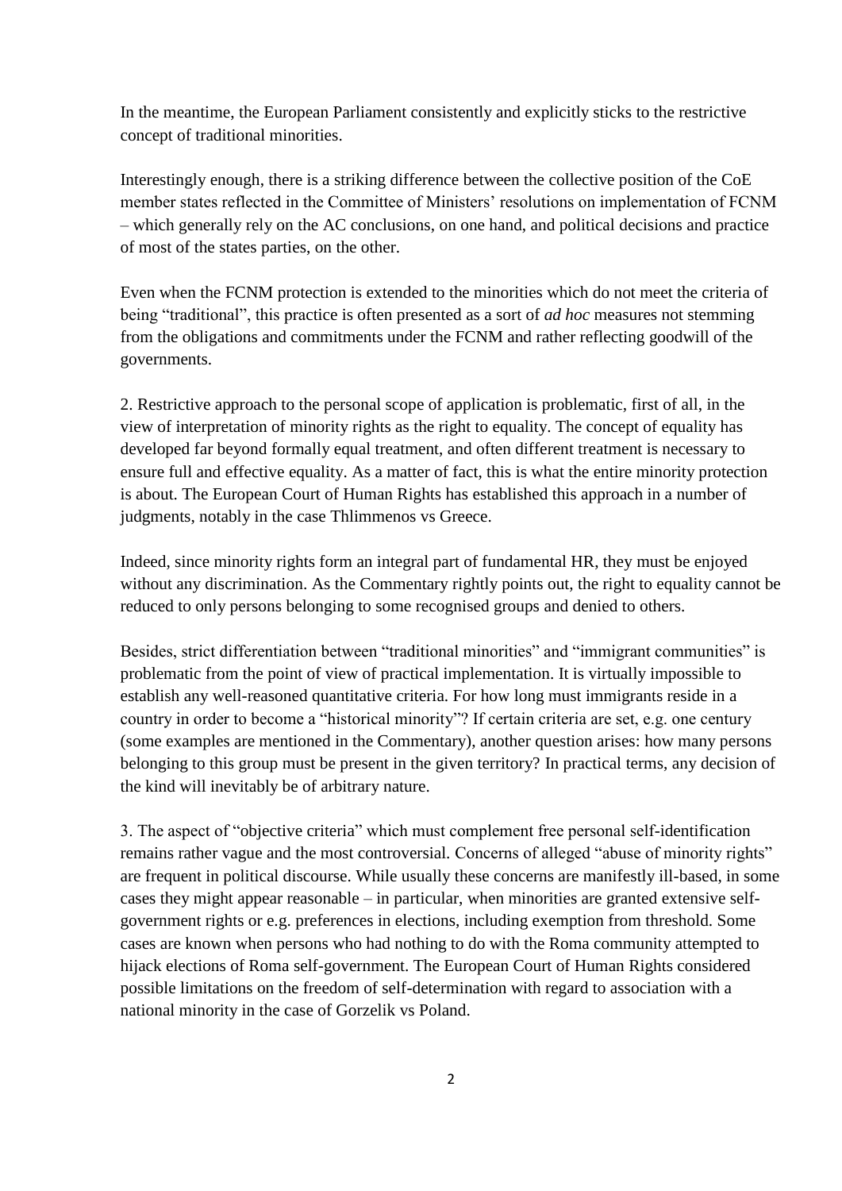In the meantime, the European Parliament consistently and explicitly sticks to the restrictive concept of traditional minorities.

Interestingly enough, there is a striking difference between the collective position of the CoE member states reflected in the Committee of Ministers' resolutions on implementation of FCNM – which generally rely on the AC conclusions, on one hand, and political decisions and practice of most of the states parties, on the other.

Even when the FCNM protection is extended to the minorities which do not meet the criteria of being "traditional", this practice is often presented as a sort of *ad hoc* measures not stemming from the obligations and commitments under the FCNM and rather reflecting goodwill of the governments.

2. Restrictive approach to the personal scope of application is problematic, first of all, in the view of interpretation of minority rights as the right to equality. The concept of equality has developed far beyond formally equal treatment, and often different treatment is necessary to ensure full and effective equality. As a matter of fact, this is what the entire minority protection is about. The European Court of Human Rights has established this approach in a number of judgments, notably in the case Thlimmenos vs Greece.

Indeed, since minority rights form an integral part of fundamental HR, they must be enjoyed without any discrimination. As the Commentary rightly points out, the right to equality cannot be reduced to only persons belonging to some recognised groups and denied to others.

Besides, strict differentiation between "traditional minorities" and "immigrant communities" is problematic from the point of view of practical implementation. It is virtually impossible to establish any well-reasoned quantitative criteria. For how long must immigrants reside in a country in order to become a "historical minority"? If certain criteria are set, e.g. one century (some examples are mentioned in the Commentary), another question arises: how many persons belonging to this group must be present in the given territory? In practical terms, any decision of the kind will inevitably be of arbitrary nature.

3. The aspect of "objective criteria" which must complement free personal self-identification remains rather vague and the most controversial. Concerns of alleged "abuse of minority rights" are frequent in political discourse. While usually these concerns are manifestly ill-based, in some cases they might appear reasonable – in particular, when minorities are granted extensive self-government rights or e.g. preferences in elections, including exemption from threshold. Some cases are known when persons who had nothing to do with the Roma community attempted to hijack elections of Roma self-government. The European Court of Human Rights considered possible limitations on the freedom of self-determination with regard to association with a national minority in the case of Gorzelik vs Poland.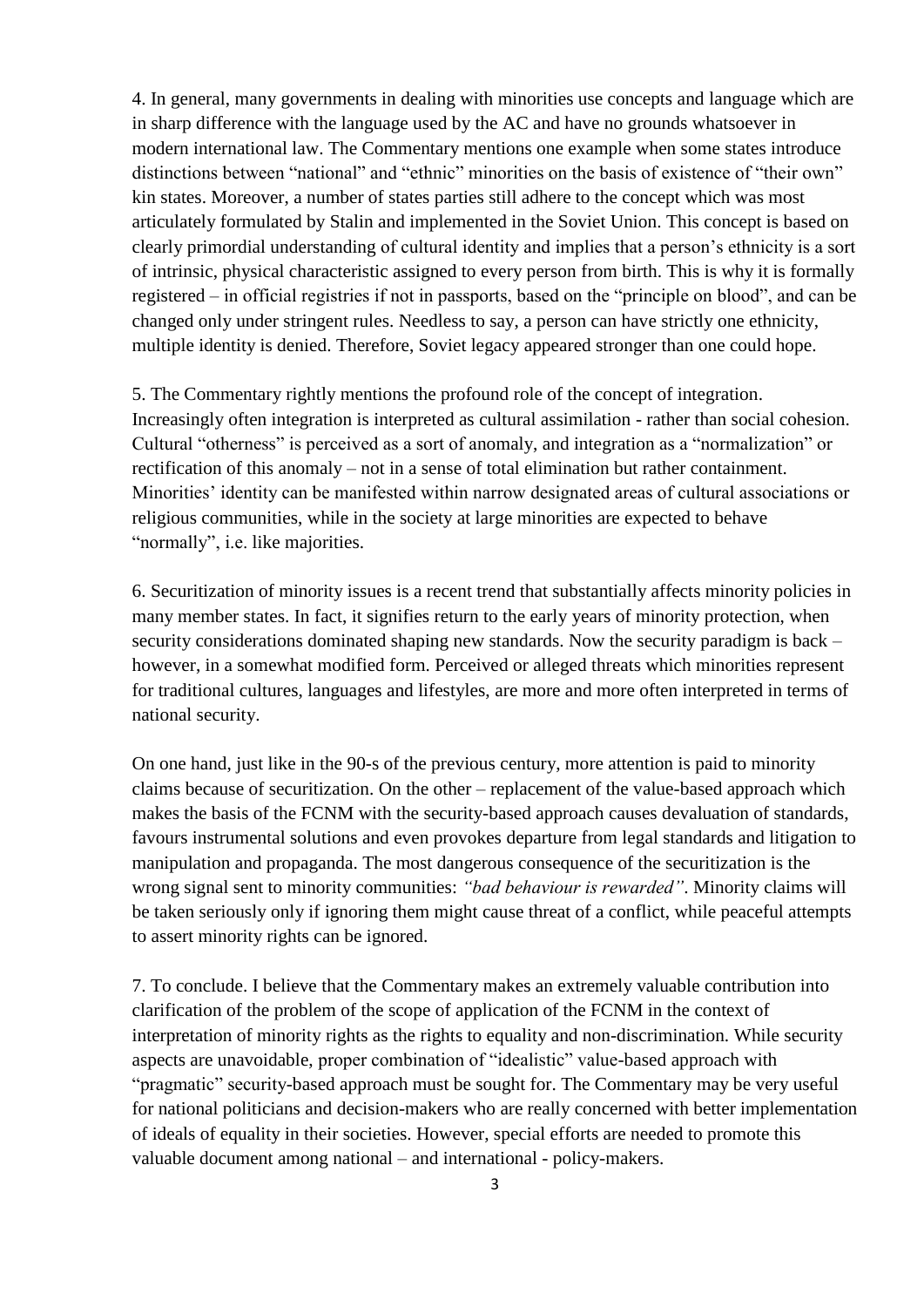4. In general, many governments in dealing with minorities use concepts and language which are in sharp difference with the language used by the AC and have no grounds whatsoever in modern international law. The Commentary mentions one example when some states introduce distinctions between "national" and "ethnic" minorities on the basis of existence of "their own" kin states. Moreover, a number of states parties still adhere to the concept which was most articulately formulated by Stalin and implemented in the Soviet Union. This concept is based on clearly primordial understanding of cultural identity and implies that a person's ethnicity is a sort of intrinsic, physical characteristic assigned to every person from birth. This is why it is formally registered – in official registries if not in passports, based on the "principle on blood", and can be changed only under stringent rules. Needless to say, a person can have strictly one ethnicity, multiple identity is denied. Therefore, Soviet legacy appeared stronger than one could hope.

5. The Commentary rightly mentions the profound role of the concept of integration. Increasingly often integration is interpreted as cultural assimilation - rather than social cohesion. Cultural "otherness" is perceived as a sort of anomaly, and integration as a "normalization" or rectification of this anomaly – not in a sense of total elimination but rather containment. Minorities' identity can be manifested within narrow designated areas of cultural associations or religious communities, while in the society at large minorities are expected to behave "normally", i.e. like majorities.

6. Securitization of minority issues is a recent trend that substantially affects minority policies in many member states. In fact, it signifies return to the early years of minority protection, when security considerations dominated shaping new standards. Now the security paradigm is back – however, in a somewhat modified form. Perceived or alleged threats which minorities represent for traditional cultures, languages and lifestyles, are more and more often interpreted in terms of national security.

On one hand, just like in the 90-s of the previous century, more attention is paid to minority claims because of securitization. On the other – replacement of the value-based approach which makes the basis of the FCNM with the security-based approach causes devaluation of standards, favours instrumental solutions and even provokes departure from legal standards and litigation to manipulation and propaganda. The most dangerous consequence of the securitization is the wrong signal sent to minority communities: *"bad behaviour is rewarded"*. Minority claims will be taken seriously only if ignoring them might cause threat of a conflict, while peaceful attempts to assert minority rights can be ignored.

7. To conclude. I believe that the Commentary makes an extremely valuable contribution into clarification of the problem of the scope of application of the FCNM in the context of interpretation of minority rights as the rights to equality and non-discrimination. While security aspects are unavoidable, proper combination of "idealistic" value-based approach with "pragmatic" security-based approach must be sought for. The Commentary may be very useful for national politicians and decision-makers who are really concerned with better implementation of ideals of equality in their societies. However, special efforts are needed to promote this valuable document among national – and international - policy-makers.